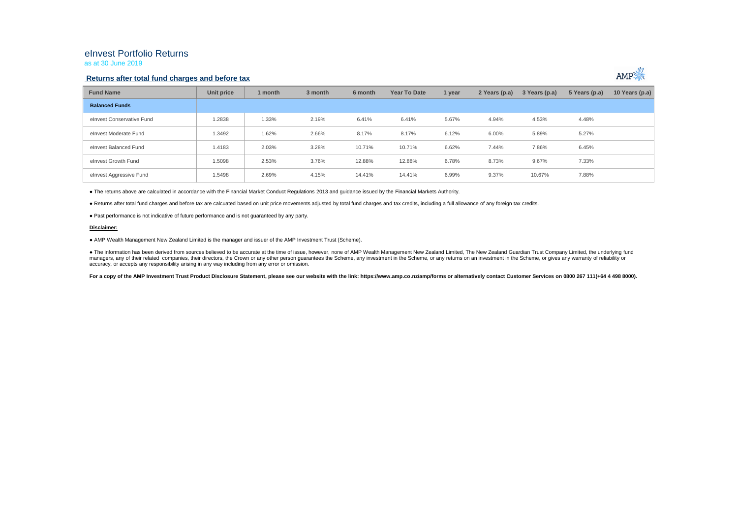# eInvest Portfolio Returns

as at 30 June 2019

## Returns after total fund charges and before tax

| Fund Name | Unit price | 1 month | 3 month | 6 month | Year To Date | 1 year | 2 Years (p.a) | 3 Years (p.a) | 5 Years (p.a) | 10 Years (p.a) |
|---|---|---|---|---|---|---|---|---|---|---|
| **Balanced Funds** | | | | | | | | | | |
| eInvest Conservative Fund | 1.2838 | 1.33% | 2.19% | 6.41% | 6.41% | 5.67% | 4.94% | 4.53% | 4.48% | |
| eInvest Moderate Fund | 1.3492 | 1.62% | 2.66% | 8.17% | 8.17% | 6.12% | 6.00% | 5.89% | 5.27% | |
| eInvest Balanced Fund | 1.4183 | 2.03% | 3.28% | 10.71% | 10.71% | 6.62% | 7.44% | 7.86% | 6.45% | |
| eInvest Growth Fund | 1.5098 | 2.53% | 3.76% | 12.88% | 12.88% | 6.78% | 8.73% | 9.67% | 7.33% | |
| eInvest Aggressive Fund | 1.5498 | 2.69% | 4.15% | 14.41% | 14.41% | 6.99% | 9.37% | 10.67% | 7.88% | |

● The returns above are calculated in accordance with the Financial Market Conduct Regulations 2013 and guidance issued by the Financial Markets Authority.

● Returns after total fund charges and before tax are calcuated based on unit price movements adjusted by total fund charges and tax credits, including a full allowance of any foreign tax credits.

● Past performance is not indicative of future performance and is not guaranteed by any party.

**Disclaimer:**

● AMP Wealth Management New Zealand Limited is the manager and issuer of the AMP Investment Trust (Scheme).

● The information has been derived from sources believed to be accurate at the time of issue, however, none of AMP Wealth Management New Zealand Limited, The New Zealand Guardian Trust Company Limited, the underlying fund managers, any of their related companies, their directors, the Crown or any other person guarantees the Scheme, any investment in the Scheme, or any returns on an investment in the Scheme, or gives any warranty of reliability or accuracy, or accepts any responsibility arising in any way including from any error or omission.

**For a copy of the AMP Investment Trust Product Disclosure Statement, please see our website with the link: https://www.amp.co.nz/amp/forms or alternatively contact Customer Services on 0800 267 111(+64 4 498 8000).**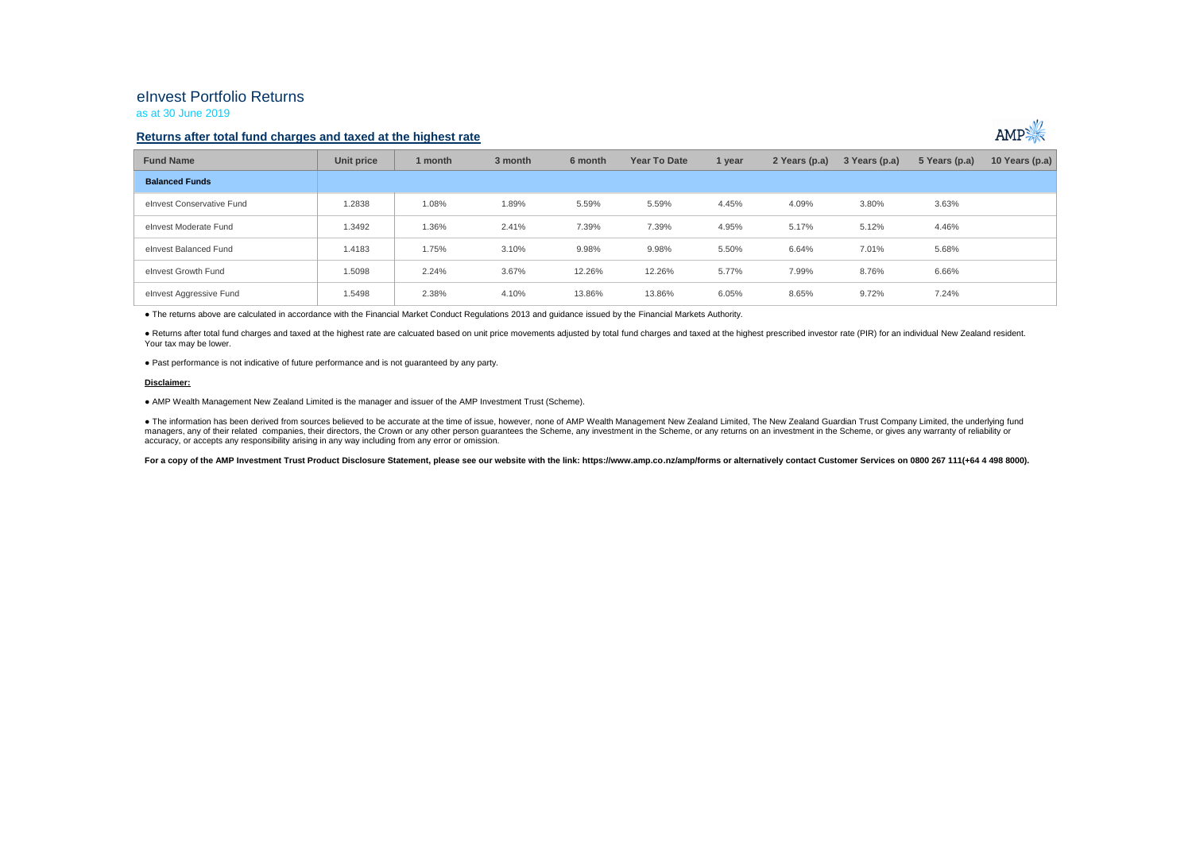# eInvest Portfolio Returns

as at 30 June 2019

## Returns after total fund charges and taxed at the highest rate

| Fund Name | Unit price | 1 month | 3 month | 6 month | Year To Date | 1 year | 2 Years (p.a) | 3 Years (p.a) | 5 Years (p.a) | 10 Years (p.a) |
|---|---|---|---|---|---|---|---|---|---|---|
| **Balanced Funds** | | | | | | | | | | |
| eInvest Conservative Fund | 1.2838 | 1.08% | 1.89% | 5.59% | 5.59% | 4.45% | 4.09% | 3.80% | 3.63% | |
| eInvest Moderate Fund | 1.3492 | 1.36% | 2.41% | 7.39% | 7.39% | 4.95% | 5.17% | 5.12% | 4.46% | |
| eInvest Balanced Fund | 1.4183 | 1.75% | 3.10% | 9.98% | 9.98% | 5.50% | 6.64% | 7.01% | 5.68% | |
| eInvest Growth Fund | 1.5098 | 2.24% | 3.67% | 12.26% | 12.26% | 5.77% | 7.99% | 8.76% | 6.66% | |
| eInvest Aggressive Fund | 1.5498 | 2.38% | 4.10% | 13.86% | 13.86% | 6.05% | 8.65% | 9.72% | 7.24% | |

● The returns above are calculated in accordance with the Financial Market Conduct Regulations 2013 and guidance issued by the Financial Markets Authority.

● Returns after total fund charges and taxed at the highest rate are calcuated based on unit price movements adjusted by total fund charges and taxed at the highest prescribed investor rate (PIR) for an individual New Zealand resident. Your tax may be lower.

● Past performance is not indicative of future performance and is not guaranteed by any party.

**Disclaimer:**

● AMP Wealth Management New Zealand Limited is the manager and issuer of the AMP Investment Trust (Scheme).

● The information has been derived from sources believed to be accurate at the time of issue, however, none of AMP Wealth Management New Zealand Limited, The New Zealand Guardian Trust Company Limited, the underlying fund managers, any of their related companies, their directors, the Crown or any other person guarantees the Scheme, any investment in the Scheme, or any returns on an investment in the Scheme, or gives any warranty of reliability or accuracy, or accepts any responsibility arising in any way including from any error or omission.

**For a copy of the AMP Investment Trust Product Disclosure Statement, please see our website with the link: https://www.amp.co.nz/amp/forms or alternatively contact Customer Services on 0800 267 111(+64 4 498 8000).**